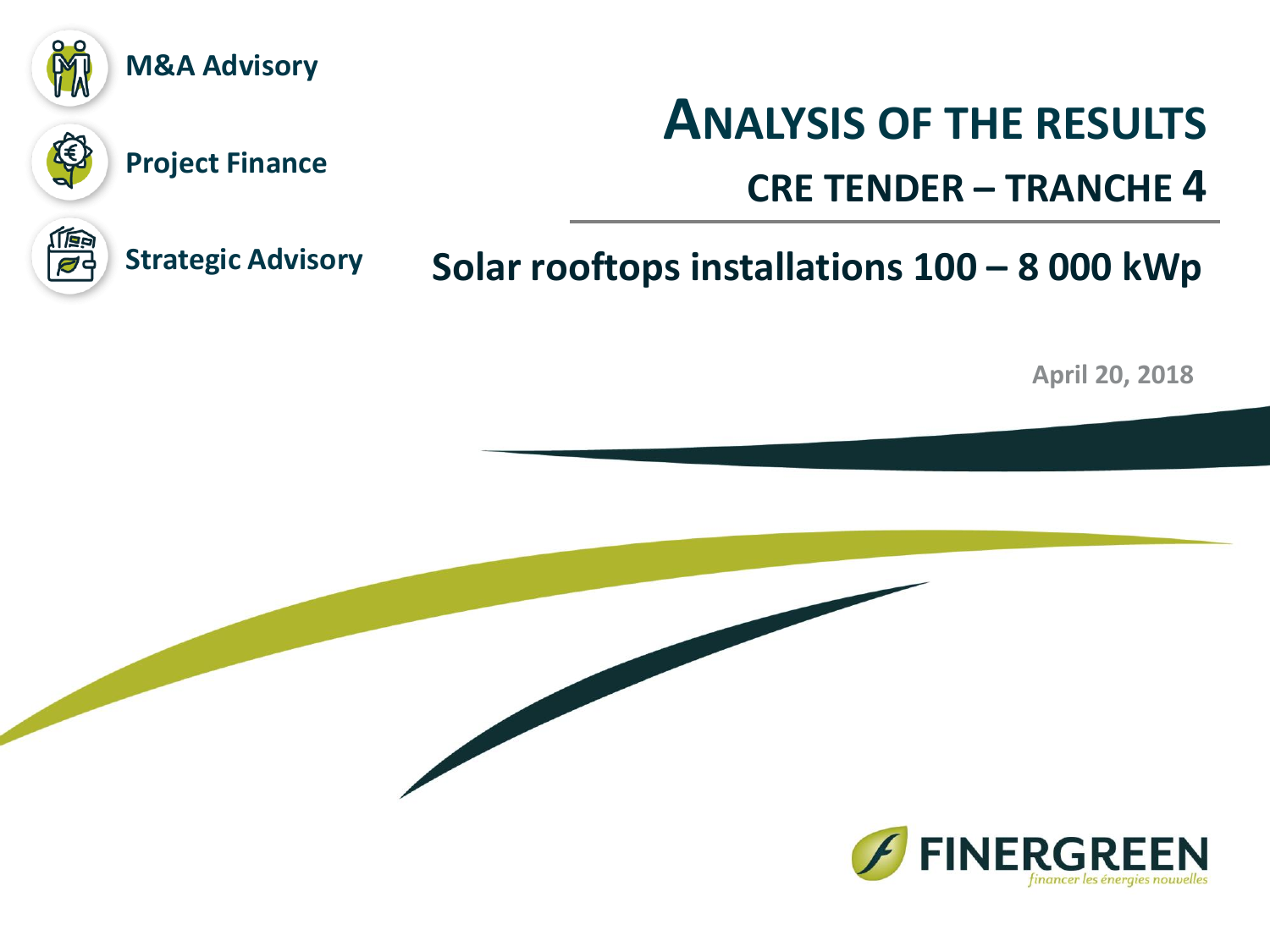M&A Advisory

Project Finance

Strategic Advisory

# ANALYSIS OF THE RESULTS

## CRE TENDER – TRANCHE 4

## Solar rooftops installations 100 – 8 000 kWp

April 20, 2018

FINERGREEN

*financer les énergies nouvelles*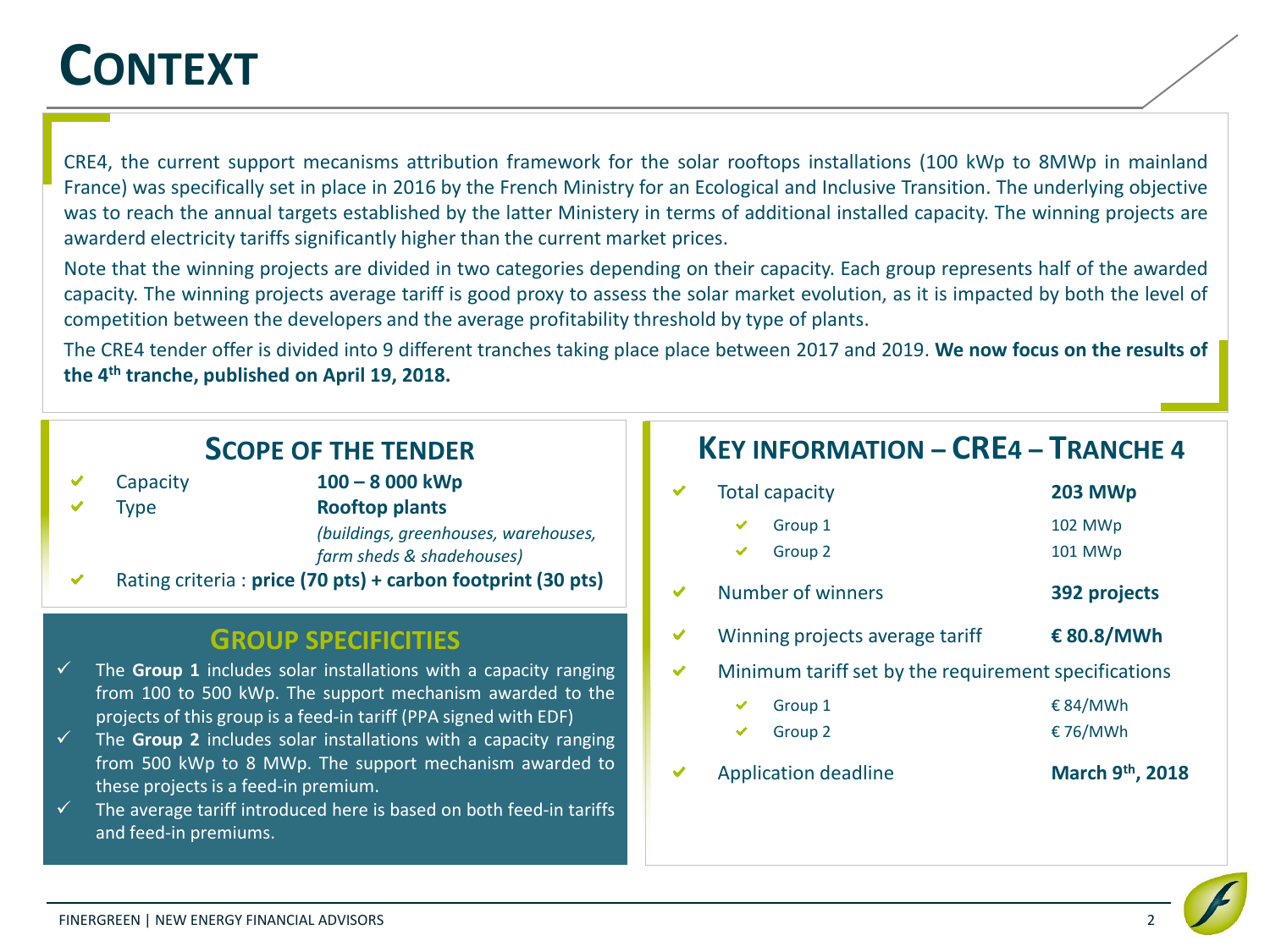# CONTEXT

CRE4, the current support mecanisms attribution framework for the solar rooftops installations (100 kWp to 8MWp in mainland France) was specifically set in place in 2016 by the French Ministry for an Ecological and Inclusive Transition. The underlying objective was to reach the annual targets established by the latter Ministery in terms of additional installed capacity. The winning projects are awarderd electricity tariffs significantly higher than the current market prices.

Note that the winning projects are divided in two categories depending on their capacity. Each group represents half of the awarded capacity. The winning projects average tariff is good proxy to assess the solar market evolution, as it is impacted by both the level of competition between the developers and the average profitability threshold by type of plants.

The CRE4 tender offer is divided into 9 different tranches taking place place between 2017 and 2019. **We now focus on the results of the 4th tranche, published on April 19, 2018.**

## SCOPE OF THE TENDER

- Capacity: **100 – 8 000 kWp**
- Type: **Rooftop plants** *(buildings, greenhouses, warehouses, farm sheds & shadehouses)*
- Rating criteria : **price (70 pts) + carbon footprint (30 pts)**

## GROUP SPECIFICITIES

- The **Group 1** includes solar installations with a capacity ranging from 100 to 500 kWp. The support mechanism awarded to the projects of this group is a feed-in tariff (PPA signed with EDF)
- The **Group 2** includes solar installations with a capacity ranging from 500 kWp to 8 MWp. The support mechanism awarded to these projects is a feed-in premium.
- The average tariff introduced here is based on both feed-in tariffs and feed-in premiums.

## KEY INFORMATION – CRE4 – TRANCHE 4

- Total capacity: **203 MWp**
  - Group 1: 102 MWp
  - Group 2: 101 MWp
- Number of winners: **392 projects**
- Winning projects average tariff: **€ 80.8/MWh**
- Minimum tariff set by the requirement specifications
  - Group 1: € 84/MWh
  - Group 2: € 76/MWh
- Application deadline: **March 9th, 2018**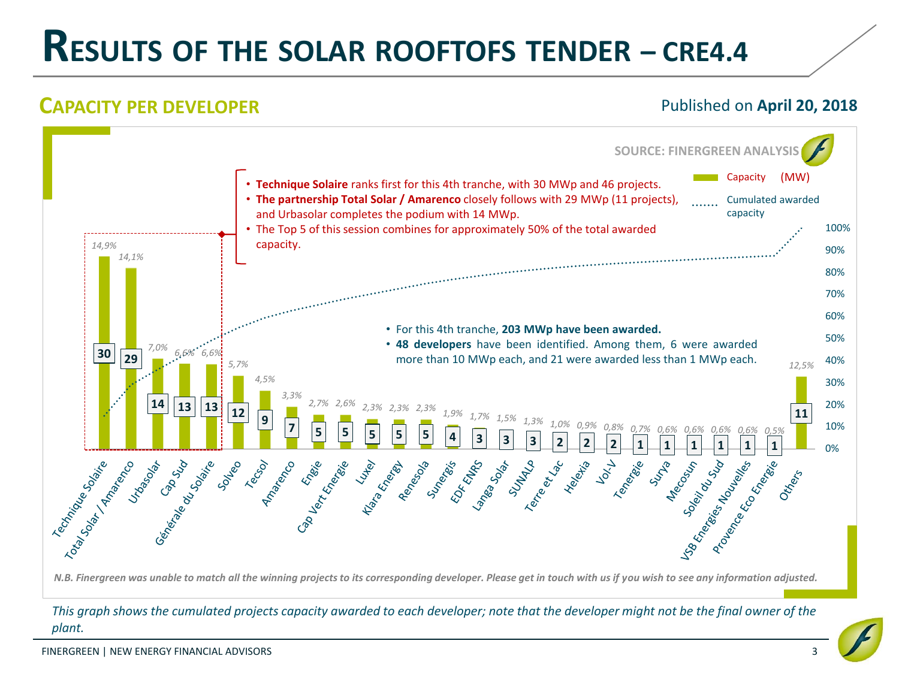# Results of the solar rooftofs tender – CRE4.4

## Capacity per developer

Published on **April 20, 2018**

SOURCE: FINERGREEN ANALYSIS

- **Technique Solaire** ranks first for this 4th tranche, with 30 MWp and 46 projects.
- **The partnership Total Solar / Amarenco** closely follows with 29 MWp (11 projects), and Urbasolar completes the podium with 14 MWp.
- The Top 5 of this session combines for approximately 50% of the total awarded capacity.

- For this 4th tranche, **203 MWp have been awarded.**
- **48 developers** have been identified. Among them, 6 were awarded more than 10 MWp each, and 21 were awarded less than 1 MWp each.

| Developer | Capacity (MW) | Share |
|---|---|---|
| Technique Solaire | 30 | 14,9% |
| Total Solar / Amarenco | 29 | 14,1% |
| Urbasolar | 14 | 7,0% |
| Cap Sud | 13 | 6,6% |
| Générale du Solaire | 13 | 6,6% |
| Solveo | 12 | 5,7% |
| Tecsol | 9 | 4,5% |
| Amarenco | 7 | 3,3% |
| Engie | 5 | 2,7% |
| Cap Vert Energie | 5 | 2,6% |
| Luxel | 5 | 2,3% |
| Klara Energy | 5 | 2,3% |
| Renesola | 5 | 2,3% |
| Sunergis | 4 | 1,9% |
| EDF ENRS | 3 | 1,7% |
| Langa Solar | 3 | 1,5% |
| SUNALP | 3 | 1,3% |
| Terre et Lac | 2 | 1,0% |
| Helexia | 2 | 0,9% |
| Vol-V | 2 | 0,8% |
| Tenergie | 1 | 0,7% |
| Surya | 1 | 0,6% |
| Mecosun | 1 | 0,6% |
| Soleil du Sud | 1 | 0,6% |
| VSB Energies Nouvelles | 1 | 0,6% |
| Provence Eco Energie | 1 | 0,5% |
| Others | 11 | 12,5% |

Legend: Capacity (MW); Cumulated awarded capacity

*N.B. Finergreen was unable to match all the winning projects to its corresponding developer. Please get in touch with us if you wish to see any information adjusted.*

*This graph shows the cumulated projects capacity awarded to each developer; note that the developer might not be the final owner of the plant.*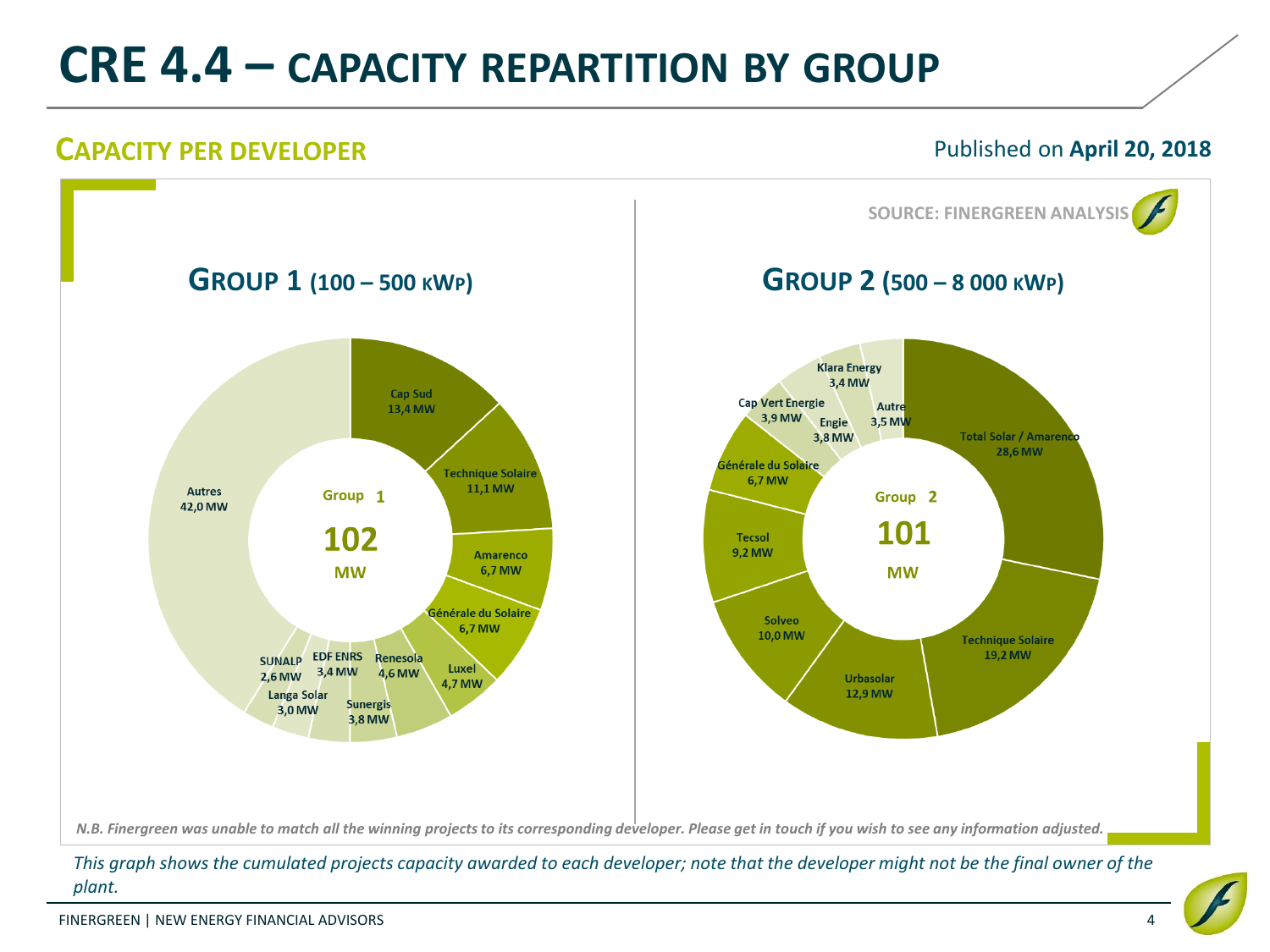# CRE 4.4 – CAPACITY REPARTITION BY GROUP

## CAPACITY PER DEVELOPER

Published on **April 20, 2018**

SOURCE: FINERGREEN ANALYSIS

### GROUP 1 (100 – 500 KWP)

Group 1
**102**
MW

| Developer | Capacity |
| --- | --- |
| Cap Sud | 13,4 MW |
| Technique Solaire | 11,1 MW |
| Amarenco | 6,7 MW |
| Générale du Solaire | 6,7 MW |
| Luxel | 4,7 MW |
| Renesola | 4,6 MW |
| Sunergis | 3,8 MW |
| EDF ENRS | 3,4 MW |
| Langa Solar | 3,0 MW |
| SUNALP | 2,6 MW |
| Autres | 42,0 MW |

### GROUP 2 (500 – 8 000 KWP)

Group 2
**101**
MW

| Developer | Capacity |
| --- | --- |
| Total Solar / Amarenco | 28,6 MW |
| Technique Solaire | 19,2 MW |
| Urbasolar | 12,9 MW |
| Solveo | 10,0 MW |
| Tecsol | 9,2 MW |
| Générale du Solaire | 6,7 MW |
| Cap Vert Energie | 3,9 MW |
| Engie | 3,8 MW |
| Klara Energy | 3,4 MW |
| Autre | 3,5 MW |

*N.B. Finergreen was unable to match all the winning projects to its corresponding developer. Please get in touch if you wish to see any information adjusted.*

*This graph shows the cumulated projects capacity awarded to each developer; note that the developer might not be the final owner of the plant.*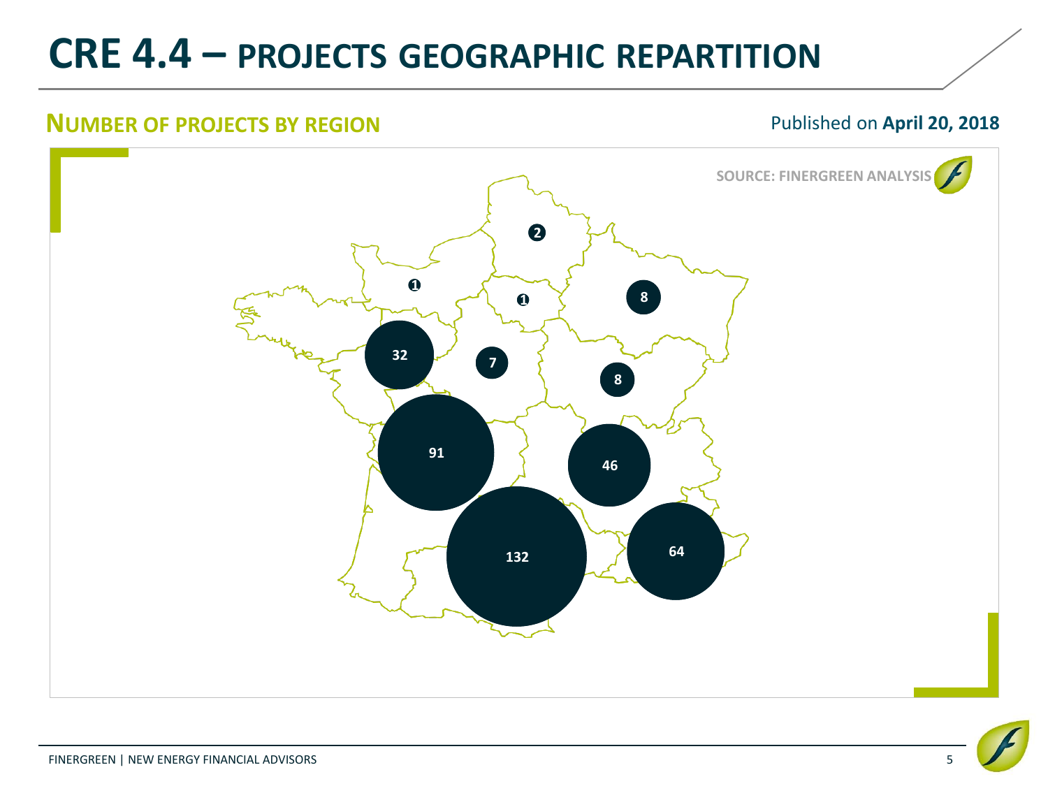# CRE 4.4 – PROJECTS GEOGRAPHIC REPARTITION

## NUMBER OF PROJECTS BY REGION

Published on **April 20, 2018**

SOURCE: FINERGREEN ANALYSIS

2

1

1

8

32

7

8

91

46

132

64

FINERGREEN | NEW ENERGY FINANCIAL ADVISORS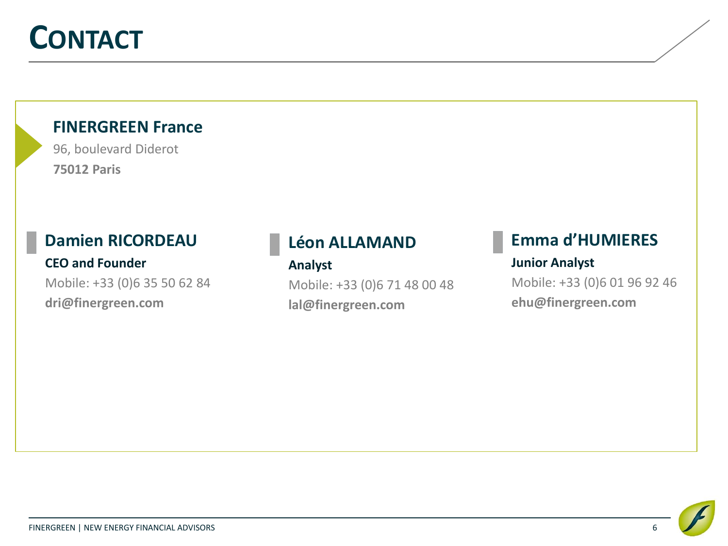# CONTACT

**FINERGREEN France**

96, boulevard Diderot

**75012 Paris**

## Damien RICORDEAU

**CEO and Founder**

Mobile: +33 (0)6 35 50 62 84

**dri@finergreen.com**

## Léon ALLAMAND

**Analyst**

Mobile: +33 (0)6 71 48 00 48

**lal@finergreen.com**

## Emma d'HUMIERES

**Junior Analyst**

Mobile: +33 (0)6 01 96 92 46

**ehu@finergreen.com**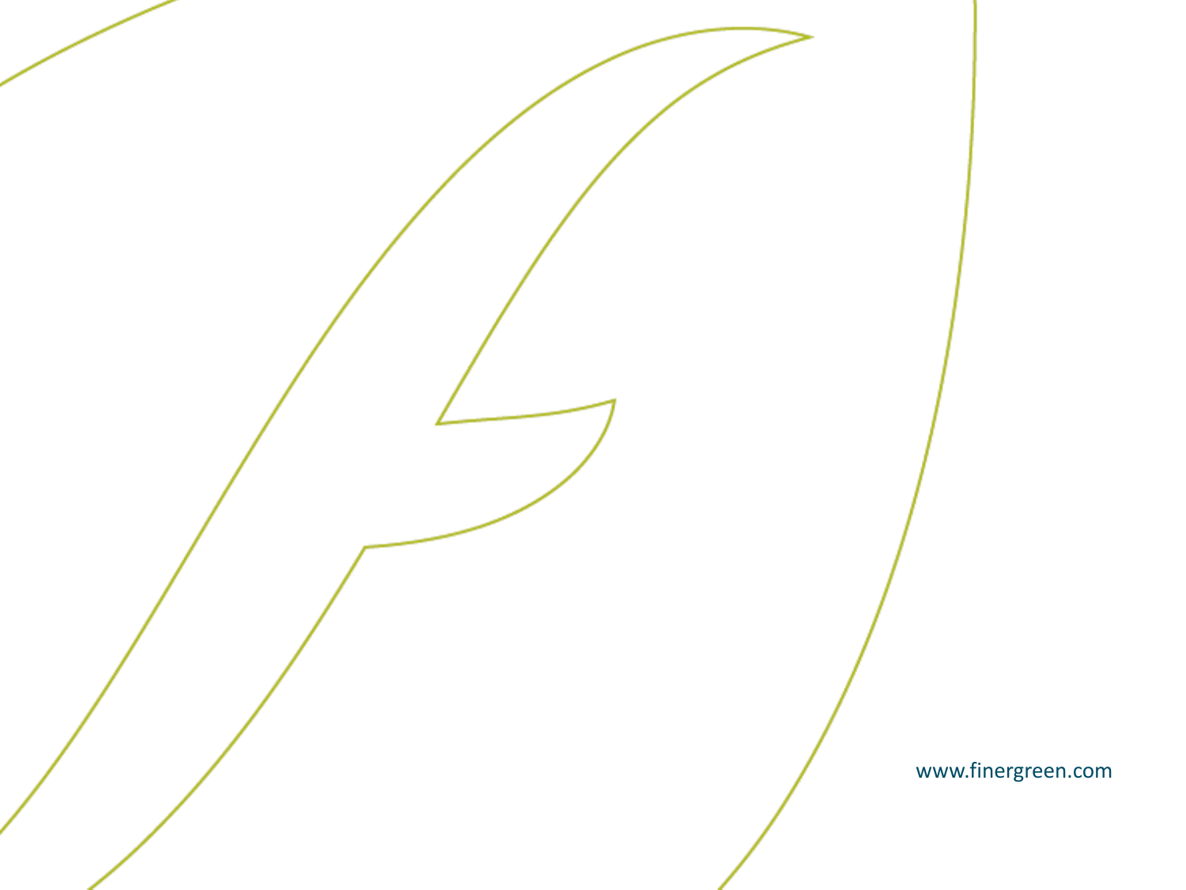www.finergreen.com